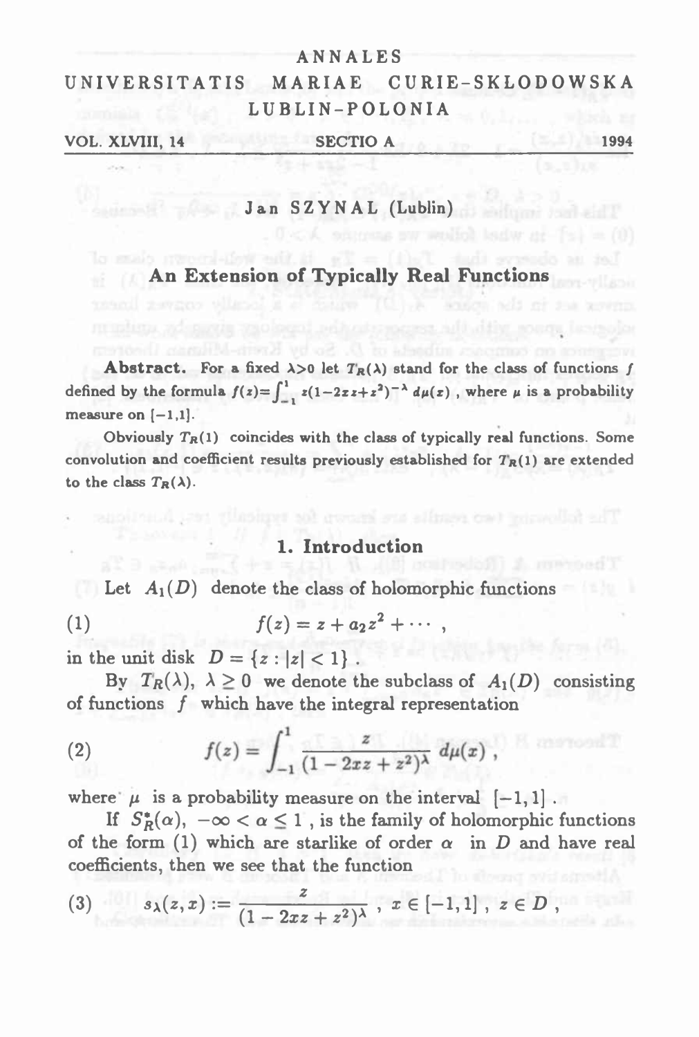ANNALES

UNIVERSITATIS MARIAE CURIE-SKLODOWSKA

LUBLIN-POLONIA

VOL. XLVIII, 14 SECTIO A 1994

Jan SZYNAL (Lublin)

# An Extension of Typically Real Functions

**Abstract.** For a fixed $\lambda>0$ let $T_R(\lambda)$ stand for the class of functions $f$ defined by the formula $f(z)=\int_{-1}^{1} z(1-2xz+z^2)^{-\lambda}\, d\mu(x)$ , where $\mu$ is a probability measure on $[-1,1]$.

Obviously $T_R(1)$ coincides with the class of typically real functions. Some convolution and coefficient results previously established for $T_R(1)$ are extended to the class $T_R(\lambda)$.

## 1. Introduction

Let $A_1(D)$ denote the class of holomorphic functions

$$f(z) = z + a_2 z^2 + \cdots , \tag{1}$$

in the unit disk $D = \{z : |z| < 1\}$.

By $T_R(\lambda)$, $\lambda \geq 0$ we denote the subclass of $A_1(D)$ consisting of functions $f$ which have the integral representation

$$f(z) = \int_{-1}^{1} \frac{z}{(1 - 2xz + z^2)^{\lambda}}\, d\mu(x) , \tag{2}$$

where $\mu$ is a probability measure on the interval $[-1,1]$ .

If $S_R^*(\alpha)$, $-\infty < \alpha \leq 1$ , is the family of holomorphic functions of the form (1) which are starlike of order $\alpha$ in $D$ and have real coefficients, then we see that the function

$$s_\lambda(z,x) := \frac{z}{(1 - 2xz + z^2)^{\lambda}} ,\ x \in [-1,1] ,\ z \in D , \tag{3}$$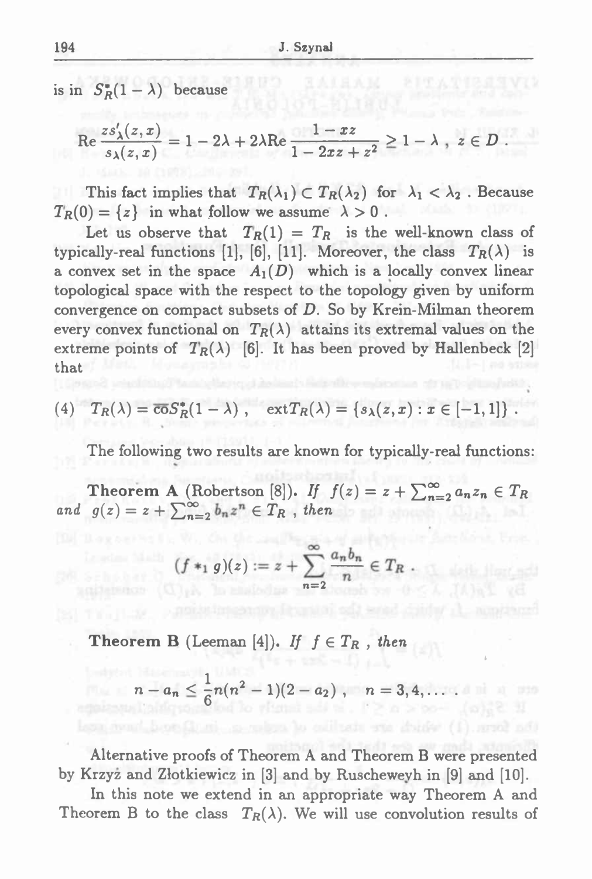is in $S_R^*(1-\lambda)$ because

$$\mathrm{Re}\,\frac{zs_\lambda'(z,x)}{s_\lambda(z,x)} = 1 - 2\lambda + 2\lambda \mathrm{Re}\,\frac{1-xz}{1-2xz+z^2} \geq 1-\lambda\ ,\ z \in D\ .$$

This fact implies that $T_R(\lambda_1) \subset T_R(\lambda_2)$ for $\lambda_1 < \lambda_2$. Because $T_R(0) = \{z\}$ in what follow we assume $\lambda > 0$.

Let us observe that $T_R(1) = T_R$ is the well-known class of typically-real functions [1], [6], [11]. Moreover, the class $T_R(\lambda)$ is a convex set in the space $A_1(D)$ which is a locally convex linear topological space with the respect to the topology given by uniform convergence on compact subsets of $D$. So by Krein-Milman theorem every convex functional on $T_R(\lambda)$ attains its extremal values on the extreme points of $T_R(\lambda)$ [6]. It has been proved by Hallenbeck [2] that

$$(4)\quad T_R(\lambda) = \overline{\mathrm{co}}S_R^*(1-\lambda)\ ,\quad \mathrm{ext}T_R(\lambda) = \{s_\lambda(z,x) : x \in [-1,1]\}\ .$$

The following two results are known for typically-real functions:

**Theorem A** (Robertson [8]). *If* $f(z) = z + \sum_{n=2}^{\infty} a_n z_n \in T_R$ *and* $g(z) = z + \sum_{n=2}^{\infty} b_n z^n \in T_R$, *then*

$$(f *_1 g)(z) := z + \sum_{n=2}^{\infty} \frac{a_n b_n}{n} \in T_R\ .$$

**Theorem B** (Leeman [4]). *If* $f \in T_R$ , *then*

$$n - a_n \leq \frac{1}{6}n(n^2-1)(2-a_2)\ ,\quad n = 3,4,\ldots\ .$$

Alternative proofs of Theorem A and Theorem B were presented by Krzyż and Złotkiewicz in [3] and by Ruscheweyh in [9] and [10].

In this note we extend in an appropriate way Theorem A and Theorem B to the class $T_R(\lambda)$. We will use convolution results of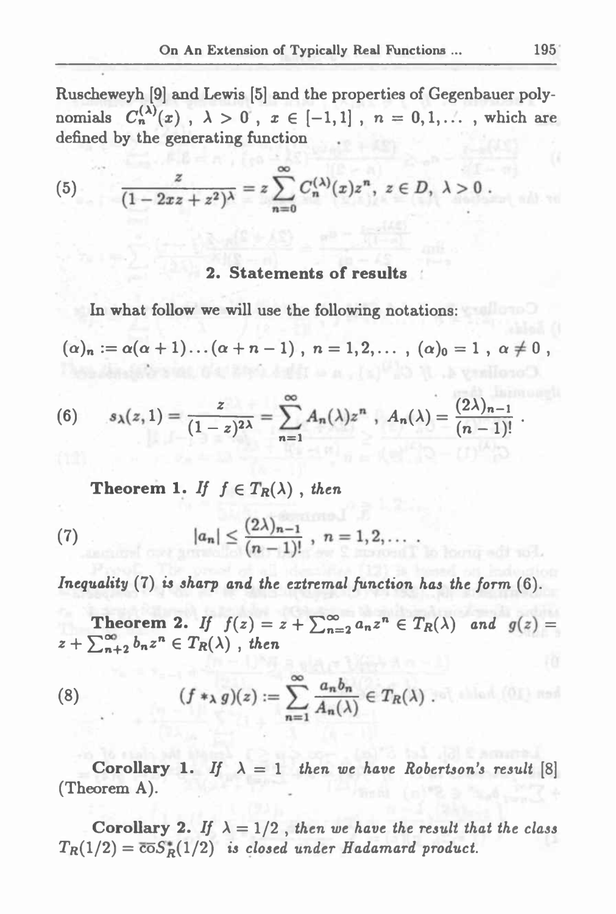Ruscheweyh [9] and Lewis [5] and the properties of Gegenbauer polynomials $C_n^{(\lambda)}(x)$ , $\lambda > 0$ , $x \in [-1,1]$ , $n = 0,1,\ldots$ , which are defined by the generating function

$$
\frac{z}{(1-2xz+z^2)^\lambda} = z\sum_{n=0}^{\infty} C_n^{(\lambda)}(x)z^n, \ z \in D, \ \lambda > 0 . \tag{5}
$$

## 2. Statements of results

In what follow we will use the following notations:

$$
(\alpha)_n := \alpha(\alpha+1)\ldots(\alpha+n-1) \ , \ n = 1,2,\ldots \ , \ (\alpha)_0 = 1 \ , \ \alpha \neq 0 \ ,
$$

$$
s_\lambda(z,1) = \frac{z}{(1-z)^{2\lambda}} = \sum_{n=1}^{\infty} A_n(\lambda)z^n \ , \ A_n(\lambda) = \frac{(2\lambda)_{n-1}}{(n-1)!} \ . \tag{6}
$$

**Theorem 1.** *If* $f \in T_R(\lambda)$ , *then*

$$
|a_n| \leq \frac{(2\lambda)_{n-1}}{(n-1)!} \ , \ n = 1,2,\ldots \ . \tag{7}
$$

*Inequality (7) is sharp and the extremal function has the form (6).*

**Theorem 2.** *If* $f(z) = z + \sum_{n=2}^{\infty} a_n z^n \in T_R(\lambda)$ *and* $g(z) = z + \sum_{n+2}^{\infty} b_n z^n \in T_R(\lambda)$ , *then*

$$
(f *_\lambda g)(z) := \sum_{n=1}^{\infty} \frac{a_n b_n}{A_n(\lambda)} \in T_R(\lambda) \ . \tag{8}
$$

**Corollary 1.** *If* $\lambda = 1$ *then we have Robertson's result* [8] (Theorem A).

**Corollary 2.** *If* $\lambda = 1/2$ , *then we have the result that the class* $T_R(1/2) = \overline{co}S_R^*(1/2)$ *is closed under Hadamard product.*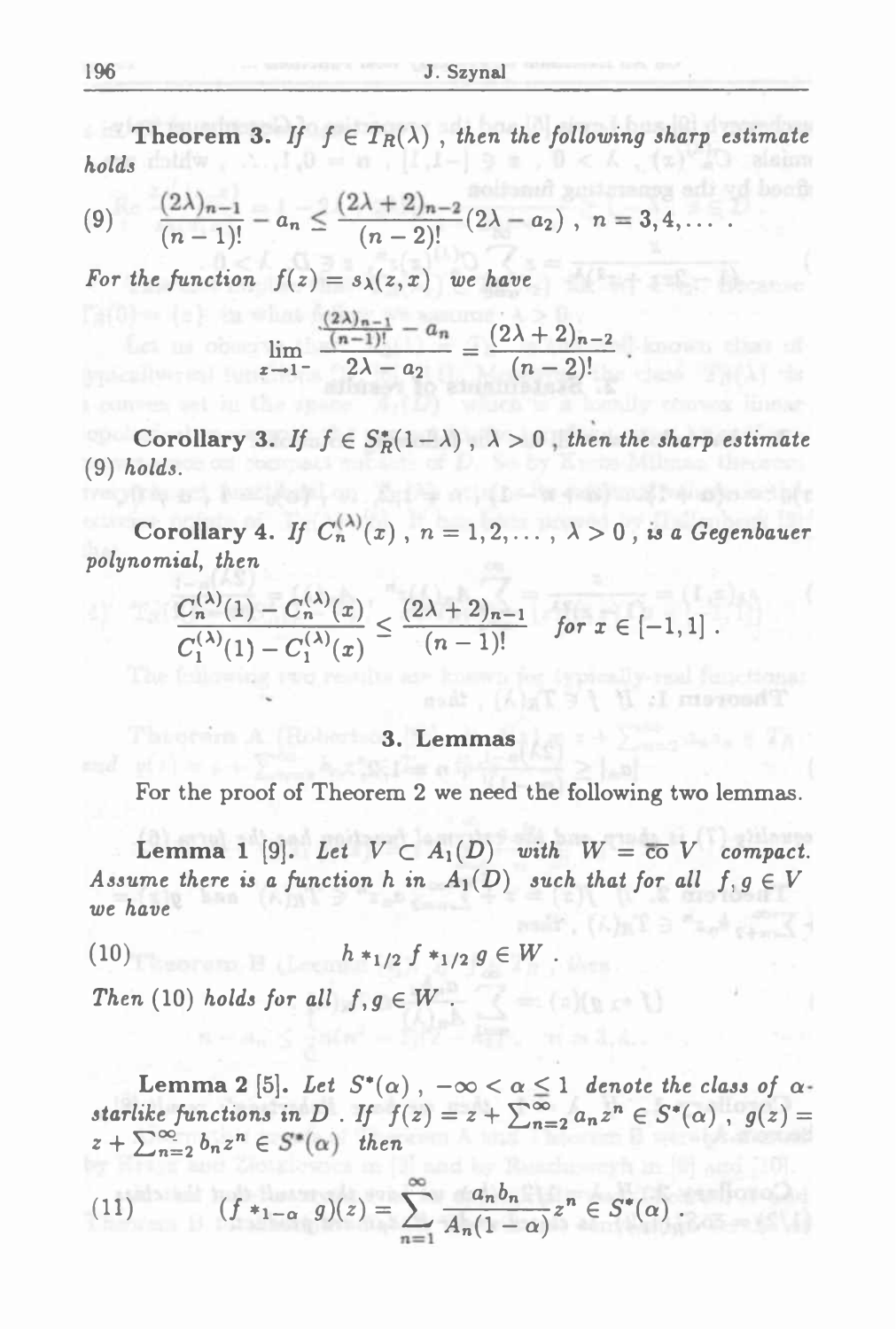**Theorem 3.** *If $f \in T_R(\lambda)$, then the following sharp estimate holds*

$$(9) \quad \frac{(2\lambda)_{n-1}}{(n-1)!} - a_n \le \frac{(2\lambda+2)_{n-2}}{(n-2)!}(2\lambda - a_2), \ n = 3, 4, \dots .$$

*For the function $f(z) = s_\lambda(z, x)$ we have*

$$\lim_{x \to 1^-} \frac{\frac{(2\lambda)_{n-1}}{(n-1)!} - a_n}{2\lambda - a_2} = \frac{(2\lambda+2)_{n-2}}{(n-2)!} .$$

**Corollary 3.** *If $f \in S_R^*(1-\lambda)$, $\lambda > 0$, then the sharp estimate (9) holds.*

**Corollary 4.** *If $C_n^{(\lambda)}(x)$, $n = 1, 2, \dots$, $\lambda > 0$, is a Gegenbauer polynomial, then*

$$\frac{C_n^{(\lambda)}(1) - C_n^{(\lambda)}(x)}{C_1^{(\lambda)}(1) - C_1^{(\lambda)}(x)} \le \frac{(2\lambda+2)_{n-1}}{(n-1)!} \quad \text{for } x \in [-1, 1] .$$

## 3. Lemmas

For the proof of Theorem 2 we need the following two lemmas.

**Lemma 1** [9]. *Let $V \subset A_1(D)$ with $W = \overline{\text{co}}\, V$ compact. Assume there is a function $h$ in $A_1(D)$ such that for all $f, g \in V$ we have*

$$(10) \qquad h *_{1/2} f *_{1/2} g \in W .$$

*Then (10) holds for all $f, g \in W$.*

**Lemma 2** [5]. *Let $S^*(\alpha)$, $-\infty < \alpha \le 1$ denote the class of $\alpha$-starlike functions in $D$. If $f(z) = z + \sum_{n=2}^{\infty} a_n z^n \in S^*(\alpha)$, $g(z) = z + \sum_{n=2}^{\infty} b_n z^n \in S^*(\alpha)$ then*

$$(11) \qquad (f *_{1-\alpha} g)(z) = \sum_{n=1}^{\infty} \frac{a_n b_n}{A_n(1-\alpha)} z^n \in S^*(\alpha) .$$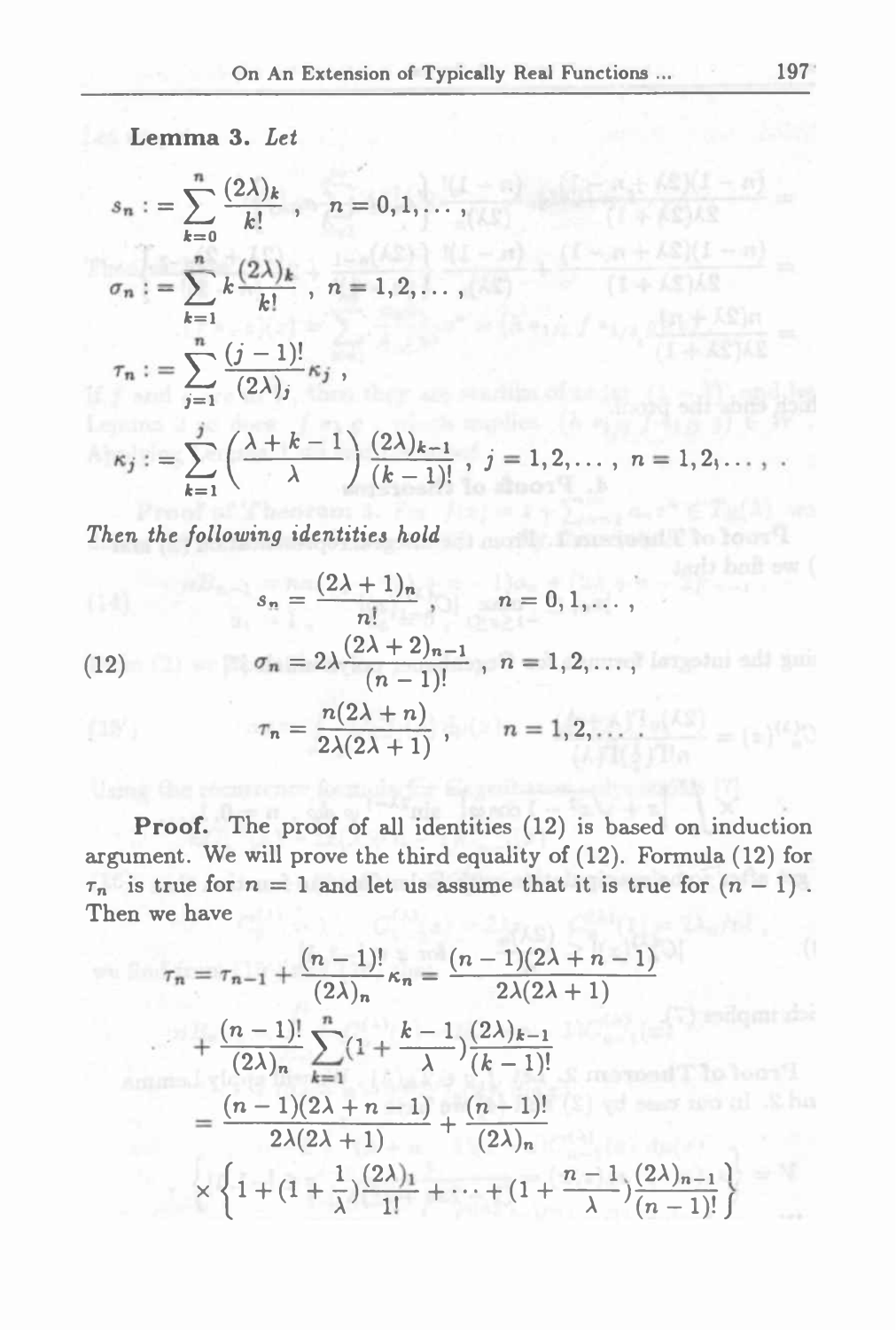**Lemma 3.** *Let*

$$s_n := \sum_{k=0}^{n} \frac{(2\lambda)_k}{k!}, \quad n = 0, 1, \dots,$$

$$\sigma_n := \sum_{k=1}^{n} k \frac{(2\lambda)_k}{k!}, \quad n = 1, 2, \dots,$$

$$\tau_n := \sum_{j=1}^{n} \frac{(j-1)!}{(2\lambda)_j} \kappa_j,$$

$$\kappa_j := \sum_{k=1}^{j} \binom{\lambda + k - 1}{\lambda} \frac{(2\lambda)_{k-1}}{(k-1)!}, \quad j = 1, 2, \dots, \quad n = 1, 2, \dots, .$$

*Then the following identities hold*

$$\begin{aligned}
s_n &= \frac{(2\lambda + 1)_n}{n!}, \quad n = 0, 1, \dots, \\
\text{(12)} \qquad \sigma_n &= 2\lambda \frac{(2\lambda + 2)_{n-1}}{(n-1)!}, \quad n = 1, 2, \dots, \\
\tau_n &= \frac{n(2\lambda + n)}{2\lambda(2\lambda + 1)}, \quad n = 1, 2, \dots .
\end{aligned}$$

**Proof.** The proof of all identities (12) is based on induction argument. We will prove the third equality of (12). Formula (12) for $\tau_n$ is true for $n = 1$ and let us assume that it is true for $(n-1)$. Then we have

$$\begin{aligned}
\tau_n = \tau_{n-1} + \frac{(n-1)!}{(2\lambda)_n} \kappa_n &= \frac{(n-1)(2\lambda + n - 1)}{2\lambda(2\lambda + 1)} \\
&+ \frac{(n-1)!}{(2\lambda)_n} \sum_{k=1}^{n} (1 + \frac{k-1}{\lambda}) \frac{(2\lambda)_{k-1}}{(k-1)!} \\
&= \frac{(n-1)(2\lambda + n - 1)}{2\lambda(2\lambda + 1)} + \frac{(n-1)!}{(2\lambda)_n} \\
&\times \left\{ 1 + (1 + \frac{1}{\lambda}) \frac{(2\lambda)_1}{1!} + \dots + (1 + \frac{n-1}{\lambda}) \frac{(2\lambda)_{n-1}}{(n-1)!} \right\}
\end{aligned}$$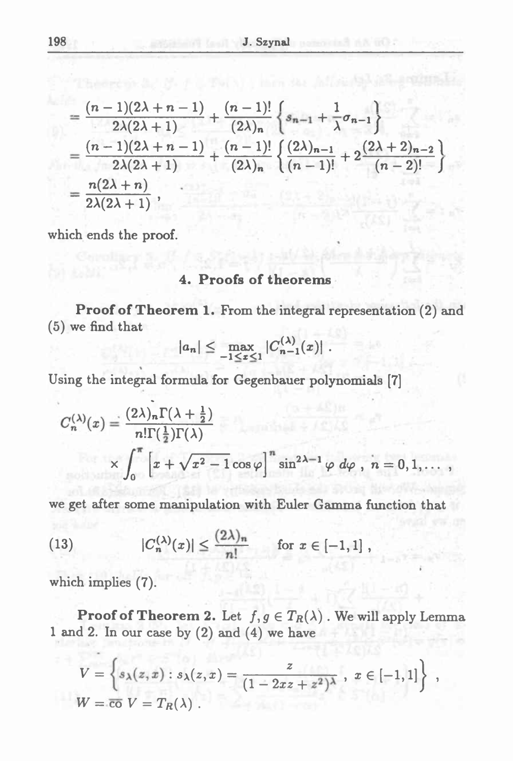$$= \frac{(n-1)(2\lambda+n-1)}{2\lambda(2\lambda+1)} + \frac{(n-1)!}{(2\lambda)_n}\left\{ s_{n-1} + \frac{1}{\lambda}\sigma_{n-1} \right\}$$

$$= \frac{(n-1)(2\lambda+n-1)}{2\lambda(2\lambda+1)} + \frac{(n-1)!}{(2\lambda)_n}\left\{ \frac{(2\lambda)_{n-1}}{(n-1)!} + 2\frac{(2\lambda+2)_{n-2}}{(n-2)!} \right\}$$

$$= \frac{n(2\lambda+n)}{2\lambda(2\lambda+1)},$$

which ends the proof.

## 4. Proofs of theorems

**Proof of Theorem 1.** From the integral representation (2) and (5) we find that

$$|a_n| \leq \max_{-1 \leq x \leq 1} |C_{n-1}^{(\lambda)}(x)| .$$

Using the integral formula for Gegenbauer polynomials [7]

$$C_n^{(\lambda)}(x) = \frac{(2\lambda)_n \Gamma(\lambda + \frac{1}{2})}{n! \Gamma(\frac{1}{2}) \Gamma(\lambda)} \times \int_0^\pi \left[ x + \sqrt{x^2-1}\cos\varphi \right]^n \sin^{2\lambda-1}\varphi \, d\varphi , \; n = 0, 1, \ldots ,$$

we get after some manipulation with Euler Gamma function that

$$|C_n^{(\lambda)}(x)| \leq \frac{(2\lambda)_n}{n!} \quad \text{for } x \in [-1,1] , \tag{13}$$

which implies (7).

**Proof of Theorem 2.** Let $f, g \in T_R(\lambda)$. We will apply Lemma 1 and 2. In our case by (2) and (4) we have

$$V = \left\{ s_\lambda(z,x) : s_\lambda(z,x) = \frac{z}{(1-2xz+z^2)^\lambda} , \; x \in [-1,1] \right\} ,$$

$$W = \overline{\text{co}}\, V = T_R(\lambda) .$$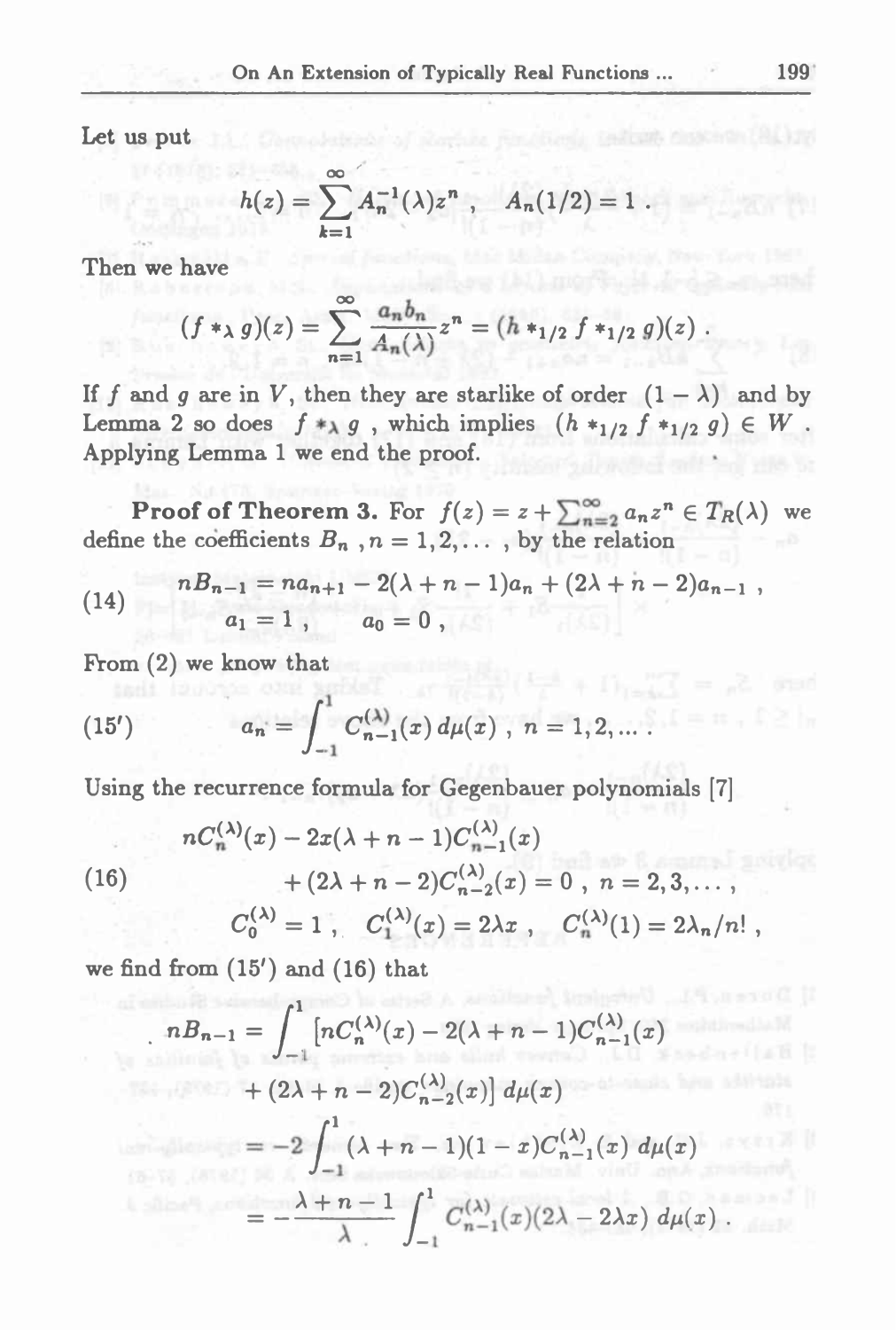Let us put

$$h(z) = \sum_{k=1}^{\infty} A_n^{-1}(\lambda) z^n , \quad A_n(1/2) = 1 .$$

Then we have

$$(f *_\lambda g)(z) = \sum_{n=1}^{\infty} \frac{a_n b_n}{A_n(\lambda)} z^n = (h *_{1/2} f *_{1/2} g)(z) .$$

If $f$ and $g$ are in $V$, then they are starlike of order $(1-\lambda)$ and by Lemma 2 so does $f *_\lambda g$, which implies $(h *_{1/2} f *_{1/2} g) \in W$. Applying Lemma 1 we end the proof.

**Proof of Theorem 3.** For $f(z) = z + \sum_{n=2}^{\infty} a_n z^n \in T_R(\lambda)$ we define the coefficients $B_n$, $n = 1, 2, \ldots$, by the relation

$$nB_{n-1} = na_{n+1} - 2(\lambda + n - 1)a_n + (2\lambda + n - 2)a_{n-1} , \tag{14}$$
$$a_1 = 1 , \qquad a_0 = 0 ,$$

From (2) we know that

$$a_n = \int_{-1}^{1} C_{n-1}^{(\lambda)}(x)\, d\mu(x) , \; n = 1, 2, \ldots . \tag{15'}$$

Using the recurrence formula for Gegenbauer polynomials [7]

$$\begin{aligned} nC_n^{(\lambda)}(x) - 2x(\lambda + n - 1)C_{n-1}^{(\lambda)}(x) \\ + (2\lambda + n - 2)C_{n-2}^{(\lambda)}(x) = 0 , \; n = 2, 3, \ldots , \end{aligned} \tag{16}$$
$$C_0^{(\lambda)} = 1 , \quad C_1^{(\lambda)}(x) = 2\lambda x , \quad C_n^{(\lambda)}(1) = 2\lambda_n / n! ,$$

we find from (15') and (16) that

$$\begin{aligned} nB_{n-1} &= \int_{-1}^{1} \big[nC_n^{(\lambda)}(x) - 2(\lambda + n - 1)C_{n-1}^{(\lambda)}(x) \\ &\qquad + (2\lambda + n - 2)C_{n-2}^{(\lambda)}(x)\big]\, d\mu(x) \\ &= -2\int_{-1}^{1} (\lambda + n - 1)(1 - x)C_{n-1}^{(\lambda)}(x)\, d\mu(x) \\ &= -\frac{\lambda + n - 1}{\lambda} \int_{-1}^{1} C_{n-1}^{(\lambda)}(x)(2\lambda - 2\lambda x)\, d\mu(x) . \end{aligned}$$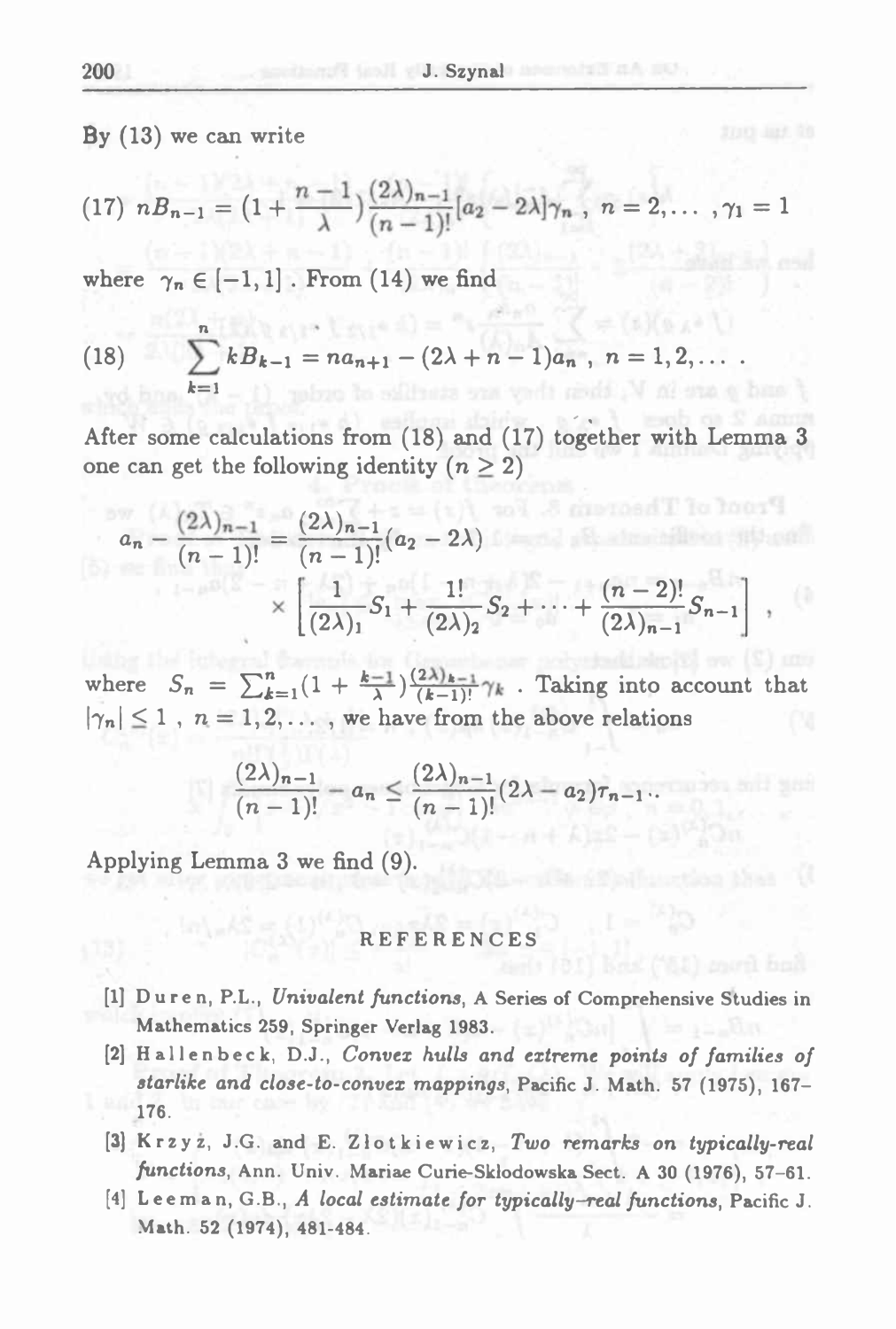By (13) we can write

$$(17)\ nB_{n-1} = \left(1 + \frac{n-1}{\lambda}\right)\frac{(2\lambda)_{n-1}}{(n-1)!}[a_2 - 2\lambda]\gamma_n,\ n = 2, \ldots\ , \gamma_1 = 1$$

where $\gamma_n \in [-1, 1]$. From (14) we find

$$(18) \qquad \sum_{k=1}^{n} kB_{k-1} = na_{n+1} - (2\lambda + n - 1)a_n,\ n = 1, 2, \ldots\ .$$

After some calculations from (18) and (17) together with Lemma 3 one can get the following identity ($n \geq 2$)

$$a_n - \frac{(2\lambda)_{n-1}}{(n-1)!} = \frac{(2\lambda)_{n-1}}{(n-1)!}(a_2 - 2\lambda) \times \left[\frac{1}{(2\lambda)_1}S_1 + \frac{1!}{(2\lambda)_2}S_2 + \cdots + \frac{(n-2)!}{(2\lambda)_{n-1}}S_{n-1}\right] ,$$

where $S_n = \sum_{k=1}^{n}(1 + \frac{k-1}{\lambda})\frac{(2\lambda)_{k-1}}{(k-1)!}\gamma_k$ . Taking into account that $|\gamma_n| \leq 1$ , $n = 1, 2, \ldots$ , we have from the above relations

$$\frac{(2\lambda)_{n-1}}{(n-1)!} - a_n \leq \frac{(2\lambda)_{n-1}}{(n-1)!}(2\lambda - a_2)\tau_{n-1} .$$

Applying Lemma 3 we find (9).

## REFERENCES

[1] Duren, P.L., *Univalent functions*, A Series of Comprehensive Studies in Mathematics 259, Springer Verlag 1983.

[2] Hallenbeck, D.J., *Convex hulls and extreme points of families of starlike and close-to-convex mappings*, Pacific J. Math. 57 (1975), 167–176.

[3] Krzyż, J.G. and E. Złotkiewicz, *Two remarks on typically-real functions*, Ann. Univ. Mariae Curie-Skłodowska Sect. A 30 (1976), 57–61.

[4] Leeman, G.B., *A local estimate for typically-real functions*, Pacific J. Math. 52 (1974), 481-484.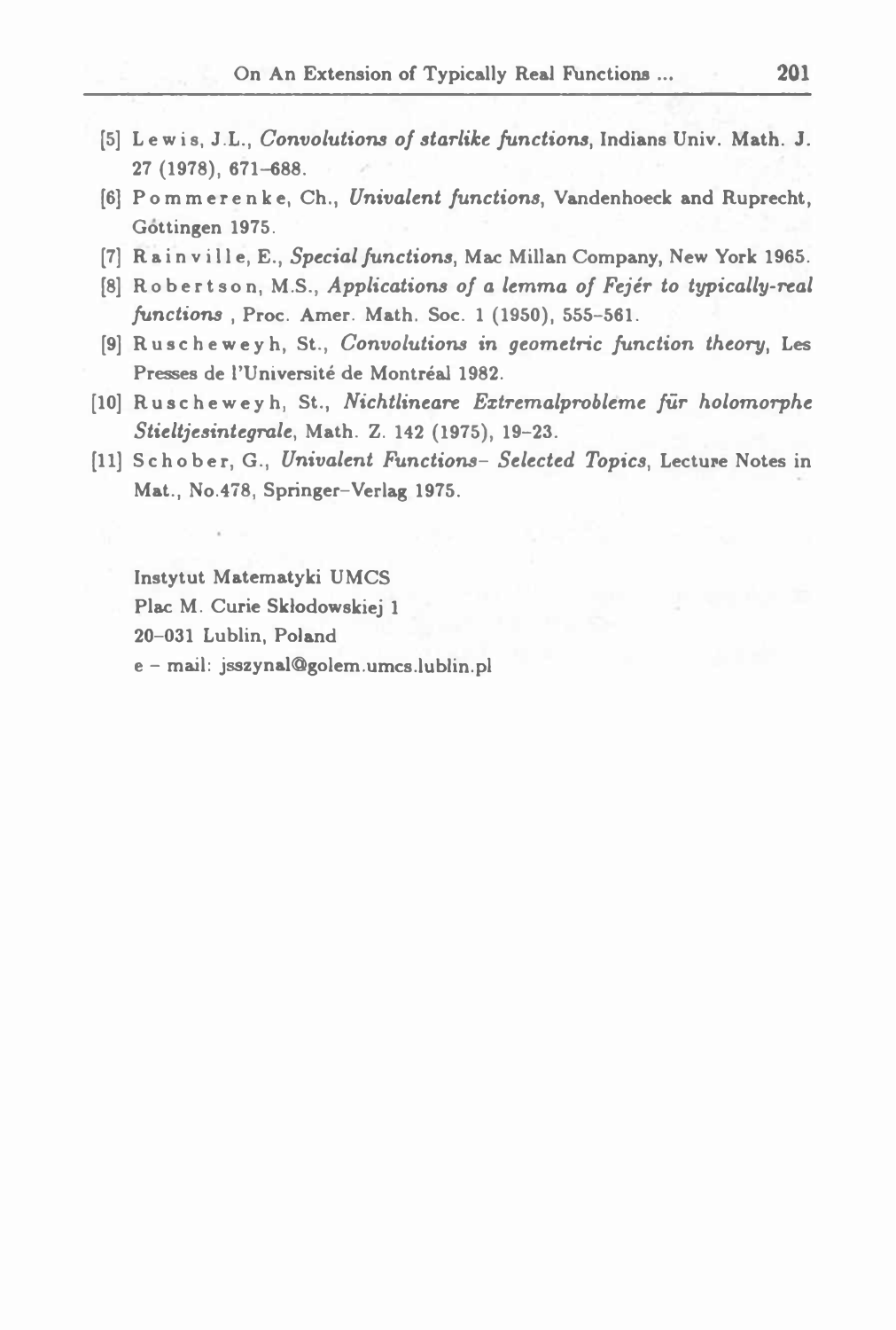[5] Lewis, J.L., *Convolutions of starlike functions*, Indians Univ. Math. J. 27 (1978), 671–688.

[6] Pommerenke, Ch., *Univalent functions*, Vandenhoeck and Ruprecht, Góttingen 1975.

[7] Rainville, E., *Special functions*, Mac Millan Company, New York 1965.

[8] Robertson, M.S., *Applications of a lemma of Fejér to typically-real functions* , Proc. Amer. Math. Soc. 1 (1950), 555–561.

[9] Ruscheweyh, St., *Convolutions in geometric function theory*, Les Presses de l'Université de Montréal 1982.

[10] Ruscheweyh, St., *Nichtlineare Extremalprobleme für holomorphe Stieltjesintegrale*, Math. Z. 142 (1975), 19–23.

[11] Schober, G., *Univalent Functions- Selected Topics*, Lecture Notes in Mat., No.478, Springer–Verlag 1975.

Instytut Matematyki UMCS
Plac M. Curie Skłodowskiej 1
20–031 Lublin, Poland
e – mail: jsszynal@golem.umcs.lublin.pl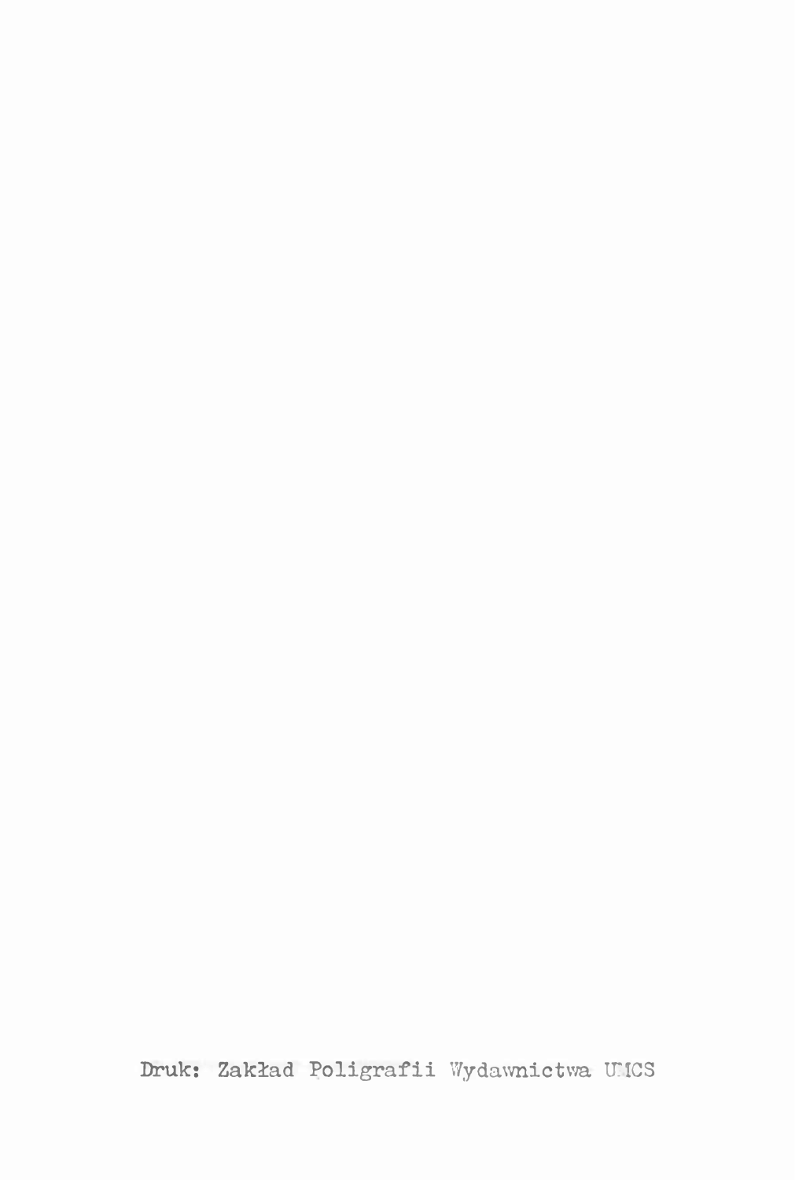Druk: Zakład Poligrafii Wydawnictwa UMCS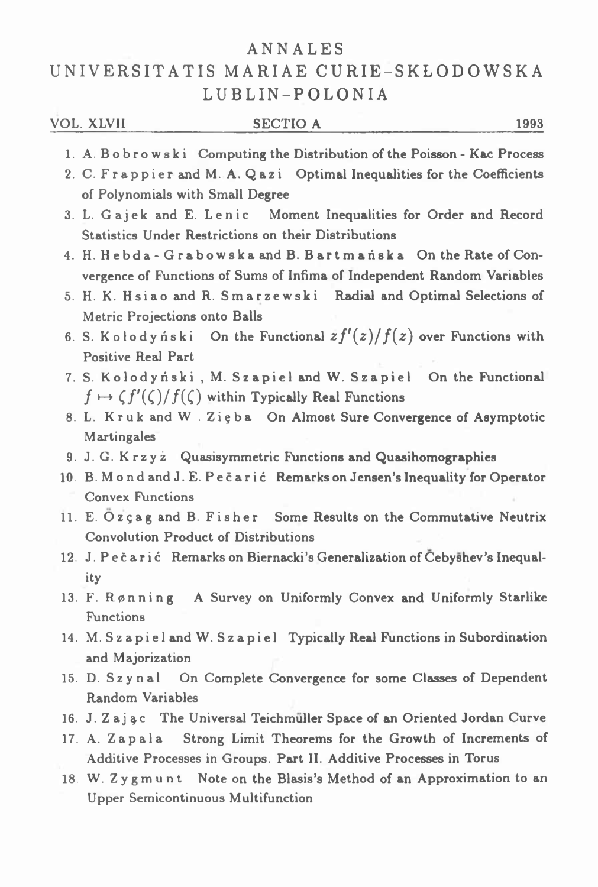# ANNALES UNIVERSITATIS MARIAE CURIE-SKŁODOWSKA LUBLIN-POLONIA

VOL. XLVII — SECTIO A — 1993

1. A. Bobrowski Computing the Distribution of the Poisson - Kac Process
2. C. Frappier and M. A. Qazi Optimal Inequalities for the Coefficients of Polynomials with Small Degree
3. L. Gajek and E. Lenic Moment Inequalities for Order and Record Statistics Under Restrictions on their Distributions
4. H. Hebda - Grabowska and B. Bartmańska On the Rate of Convergence of Functions of Sums of Infima of Independent Random Variables
5. H. K. Hsiao and R. Smarzewski Radial and Optimal Selections of Metric Projections onto Balls
6. S. Kołodyński On the Functional $zf'(z)/f(z)$ over Functions with Positive Real Part
7. S. Kolodyński, M. Szapiel and W. Szapiel On the Functional $f \mapsto \zeta f'(\zeta)/f(\zeta)$ within Typically Real Functions
8. L. Kruk and W. Zięba On Almost Sure Convergence of Asymptotic Martingales
9. J. G. Krzyż Quasisymmetric Functions and Quasihomographies
10. B. Mond and J. E. Pečarić Remarks on Jensen's Inequality for Operator Convex Functions
11. E. Özçag and B. Fisher Some Results on the Commutative Neutrix Convolution Product of Distributions
12. J. Pečarić Remarks on Biernacki's Generalization of Čebyšhev's Inequality
13. F. Rønning A Survey on Uniformly Convex and Uniformly Starlike Functions
14. M. Szapiel and W. Szapiel Typically Real Functions in Subordination and Majorization
15. D. Szynal On Complete Convergence for some Classes of Dependent Random Variables
16. J. Zając The Universal Teichmüller Space of an Oriented Jordan Curve
17. A. Zapała Strong Limit Theorems for the Growth of Increments of Additive Processes in Groups. Part II. Additive Processes in Torus
18. W. Zygmunt Note on the Blasis's Method of an Approximation to an Upper Semicontinuous Multifunction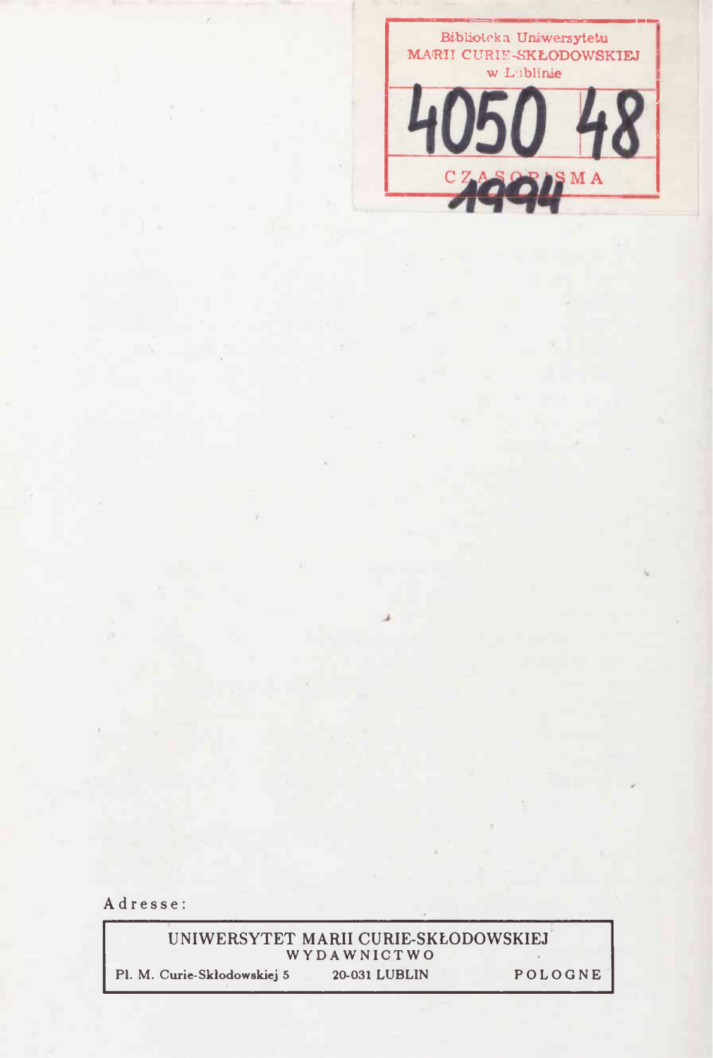Biblioteka Uniwersytetu
MARII CURIE-SKŁODOWSKIEJ
w Lublinie

4050 48

CZASOPISMA
1994

Adresse:

UNIWERSYTET MARII CURIE-SKŁODOWSKIEJ
WYDAWNICTWO
Pl. M. Curie-Skłodowskiej 5 20-031 LUBLIN POLOGNE